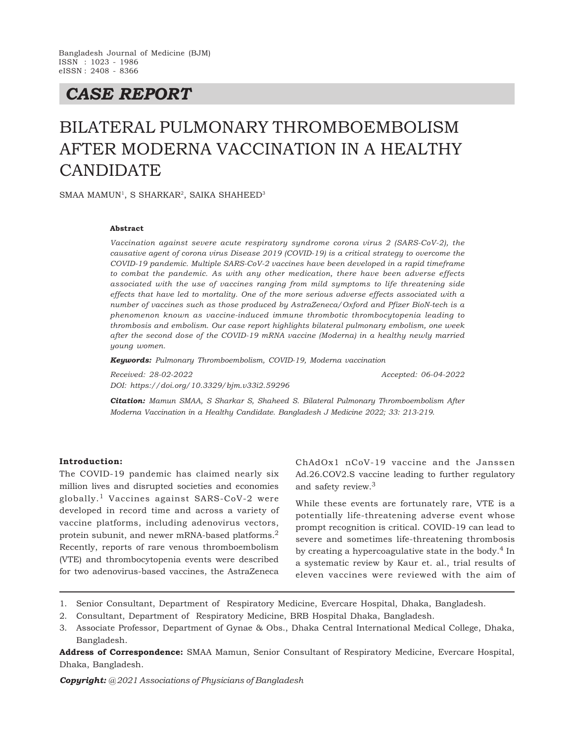Bangladesh Journal of Medicine (BJM)
ISSN : 1023 - 1986
eISSN : 2408 - 8366

## CASE REPORT

# BILATERAL PULMONARY THROMBOEMBOLISM AFTER MODERNA VACCINATION IN A HEALTHY CANDIDATE

SMAA MAMUN[1], S SHARKAR[2], SAIKA SHAHEED[3]

**Abstract**

*Vaccination against severe acute respiratory syndrome corona virus 2 (SARS-CoV-2), the causative agent of corona virus Disease 2019 (COVID-19) is a critical strategy to overcome the COVID-19 pandemic. Multiple SARS-CoV-2 vaccines have been developed in a rapid timeframe to combat the pandemic. As with any other medication, there have been adverse effects associated with the use of vaccines ranging from mild symptoms to life threatening side effects that have led to mortality. One of the more serious adverse effects associated with a number of vaccines such as those produced by AstraZeneca/Oxford and Pfizer BioN-tech is a phenomenon known as vaccine-induced immune thrombotic thrombocytopenia leading to thrombosis and embolism. Our case report highlights bilateral pulmonary embolism, one week after the second dose of the COVID-19 mRNA vaccine (Moderna) in a healthy newly married young women.*

***Keywords:*** *Pulmonary Thromboembolism, COVID-19, Moderna vaccination*

*Received: 28-02-2022* *Accepted: 06-04-2022*

*DOI: https://doi.org/10.3329/bjm.v33i2.59296*

***Citation:*** *Mamun SMAA, S Sharkar S, Shaheed S. Bilateral Pulmonary Thromboembolism After Moderna Vaccination in a Healthy Candidate. Bangladesh J Medicine 2022; 33: 213-219.*

**Introduction:**

The COVID-19 pandemic has claimed nearly six million lives and disrupted societies and economies globally.[1] Vaccines against SARS-CoV-2 were developed in record time and across a variety of vaccine platforms, including adenovirus vectors, protein subunit, and newer mRNA-based platforms.[2] Recently, reports of rare venous thromboembolism (VTE) and thrombocytopenia events were described for two adenovirus-based vaccines, the AstraZeneca ChAdOx1 nCoV-19 vaccine and the Janssen Ad.26.COV2.S vaccine leading to further regulatory and safety review.[3]

While these events are fortunately rare, VTE is a potentially life-threatening adverse event whose prompt recognition is critical. COVID-19 can lead to severe and sometimes life-threatening thrombosis by creating a hypercoagulative state in the body.[4] In a systematic review by Kaur et. al., trial results of eleven vaccines were reviewed with the aim of

1. Senior Consultant, Department of Respiratory Medicine, Evercare Hospital, Dhaka, Bangladesh.
2. Consultant, Department of Respiratory Medicine, BRB Hospital Dhaka, Bangladesh.
3. Associate Professor, Department of Gynae & Obs., Dhaka Central International Medical College, Dhaka, Bangladesh.

**Address of Correspondence:** SMAA Mamun, Senior Consultant of Respiratory Medicine, Evercare Hospital, Dhaka, Bangladesh.

***Copyright:*** *@2021 Associations of Physicians of Bangladesh*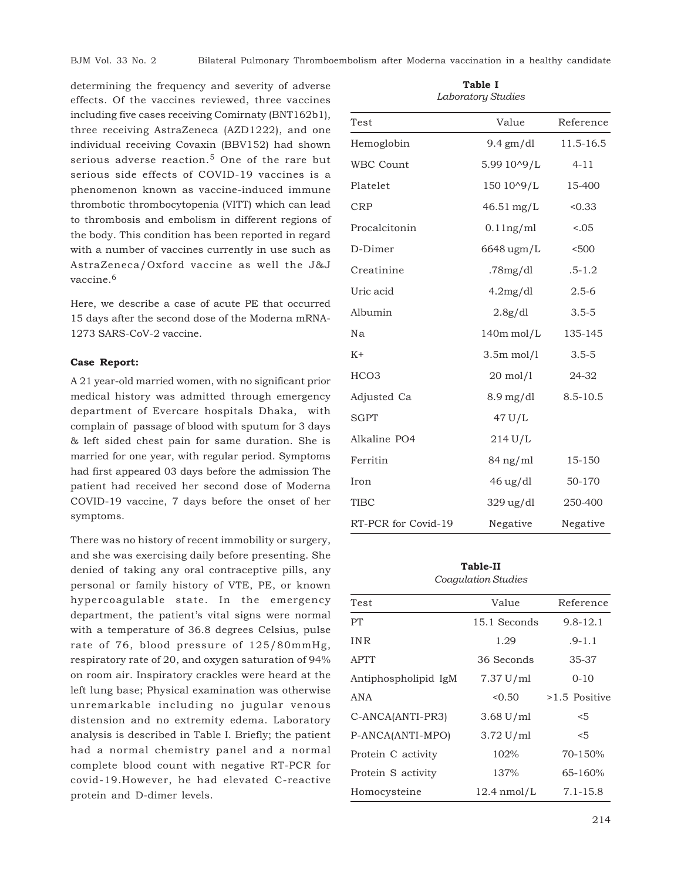determining the frequency and severity of adverse effects. Of the vaccines reviewed, three vaccines including five cases receiving Comirnaty (BNT162b1), three receiving AstraZeneca (AZD1222), and one individual receiving Covaxin (BBV152) had shown serious adverse reaction.[5] One of the rare but serious side effects of COVID-19 vaccines is a phenomenon known as vaccine-induced immune thrombotic thrombocytopenia (VITT) which can lead to thrombosis and embolism in different regions of the body. This condition has been reported in regard with a number of vaccines currently in use such as AstraZeneca/Oxford vaccine as well the J&J vaccine.[6]

Here, we describe a case of acute PE that occurred 15 days after the second dose of the Moderna mRNA-1273 SARS-CoV-2 vaccine.

**Case Report:**

A 21 year-old married women, with no significant prior medical history was admitted through emergency department of Evercare hospitals Dhaka, with complain of passage of blood with sputum for 3 days & left sided chest pain for same duration. She is married for one year, with regular period. Symptoms had first appeared 03 days before the admission The patient had received her second dose of Moderna COVID-19 vaccine, 7 days before the onset of her symptoms.

There was no history of recent immobility or surgery, and she was exercising daily before presenting. She denied of taking any oral contraceptive pills, any personal or family history of VTE, PE, or known hypercoagulable state. In the emergency department, the patient's vital signs were normal with a temperature of 36.8 degrees Celsius, pulse rate of 76, blood pressure of 125/80mmHg, respiratory rate of 20, and oxygen saturation of 94% on room air. Inspiratory crackles were heard at the left lung base; Physical examination was otherwise unremarkable including no jugular venous distension and no extremity edema. Laboratory analysis is described in Table I. Briefly; the patient had a normal chemistry panel and a normal complete blood count with negative RT-PCR for covid-19.However, he had elevated C-reactive protein and D-dimer levels.

**Table I**
*Laboratory Studies*

| Test | Value | Reference |
|---|---|---|
| Hemoglobin | 9.4 gm/dl | 11.5-16.5 |
| WBC Count | 5.99 10^9/L | 4-11 |
| Platelet | 150 10^9/L | 15-400 |
| CRP | 46.51 mg/L | <0.33 |
| Procalcitonin | 0.11ng/ml | <.05 |
| D-Dimer | 6648 ugm/L | <500 |
| Creatinine | .78mg/dl | .5-1.2 |
| Uric acid | 4.2mg/dl | 2.5-6 |
| Albumin | 2.8g/dl | 3.5-5 |
| Na | 140m mol/L | 135-145 |
| K+ | 3.5m mol/l | 3.5-5 |
| HCO3 | 20 mol/l | 24-32 |
| Adjusted Ca | 8.9 mg/dl | 8.5-10.5 |
| SGPT | 47 U/L | |
| Alkaline PO4 | 214 U/L | |
| Ferritin | 84 ng/ml | 15-150 |
| Iron | 46 ug/dl | 50-170 |
| TIBC | 329 ug/dl | 250-400 |
| RT-PCR for Covid-19 | Negative | Negative |

**Table-II**
*Coagulation Studies*

| Test | Value | Reference |
|---|---|---|
| PT | 15.1 Seconds | 9.8-12.1 |
| INR | 1.29 | .9-1.1 |
| APTT | 36 Seconds | 35-37 |
| Antiphospholipid IgM | 7.37 U/ml | 0-10 |
| ANA | <0.50 | >1.5 Positive |
| C-ANCA(ANTI-PR3) | 3.68 U/ml | <5 |
| P-ANCA(ANTI-MPO) | 3.72 U/ml | <5 |
| Protein C activity | 102% | 70-150% |
| Protein S activity | 137% | 65-160% |
| Homocysteine | 12.4 nmol/L | 7.1-15.8 |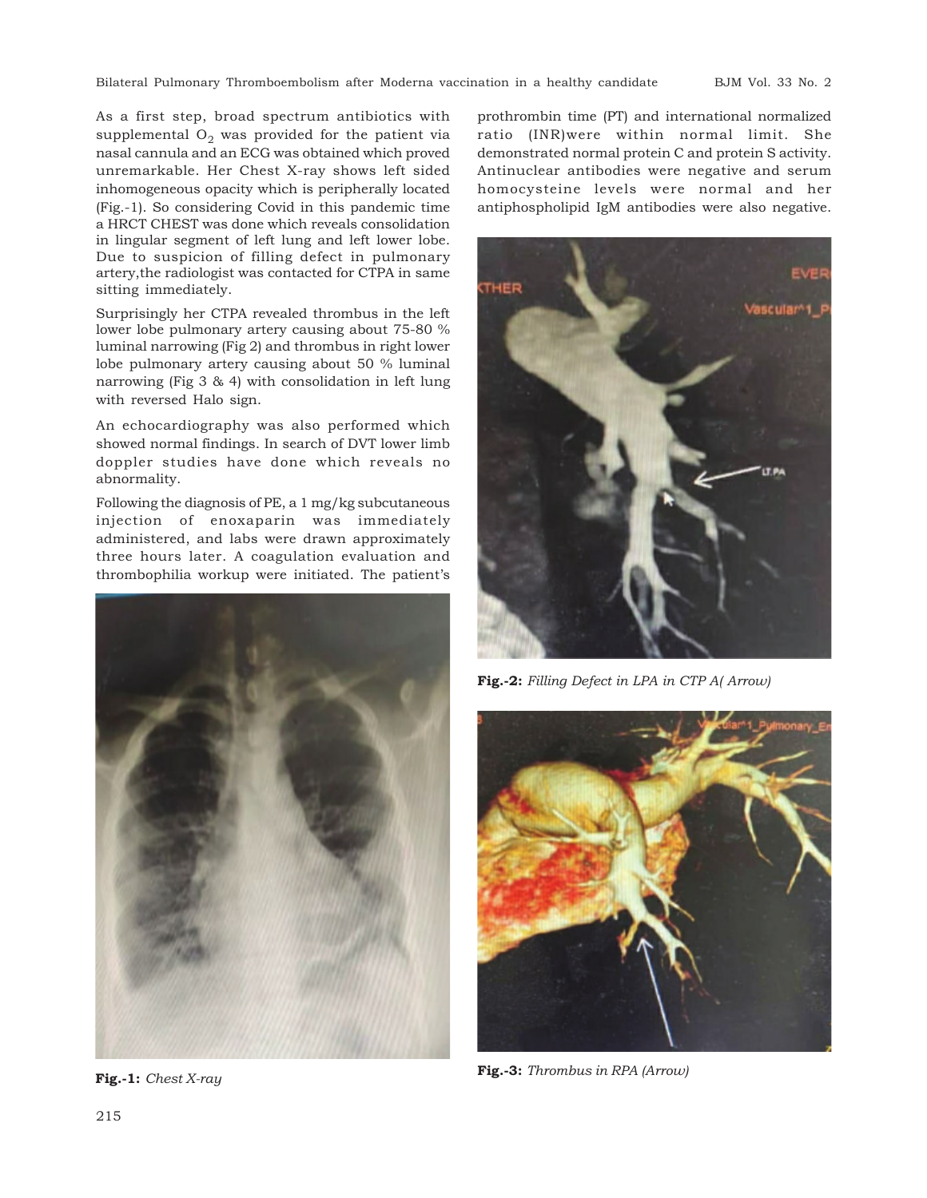As a first step, broad spectrum antibiotics with supplemental $O_2$ was provided for the patient via nasal cannula and an ECG was obtained which proved unremarkable. Her Chest X-ray shows left sided inhomogeneous opacity which is peripherally located (Fig.-1). So considering Covid in this pandemic time a HRCT CHEST was done which reveals consolidation in lingular segment of left lung and left lower lobe. Due to suspicion of filling defect in pulmonary artery,the radiologist was contacted for CTPA in same sitting immediately.

Surprisingly her CTPA revealed thrombus in the left lower lobe pulmonary artery causing about 75-80 % luminal narrowing (Fig 2) and thrombus in right lower lobe pulmonary artery causing about 50 % luminal narrowing (Fig 3 & 4) with consolidation in left lung with reversed Halo sign.

An echocardiography was also performed which showed normal findings. In search of DVT lower limb doppler studies have done which reveals no abnormality.

Following the diagnosis of PE, a 1 mg/kg subcutaneous injection of enoxaparin was immediately administered, and labs were drawn approximately three hours later. A coagulation evaluation and thrombophilia workup were initiated. The patient's prothrombin time (PT) and international normalized ratio (INR)were within normal limit. She demonstrated normal protein C and protein S activity. Antinuclear antibodies were negative and serum homocysteine levels were normal and her antiphospholipid IgM antibodies were also negative.

**Fig.-1:** *Chest X-ray*

**Fig.-2:** *Filling Defect in LPA in CTP A( Arrow)*

**Fig.-3:** *Thrombus in RPA (Arrow)*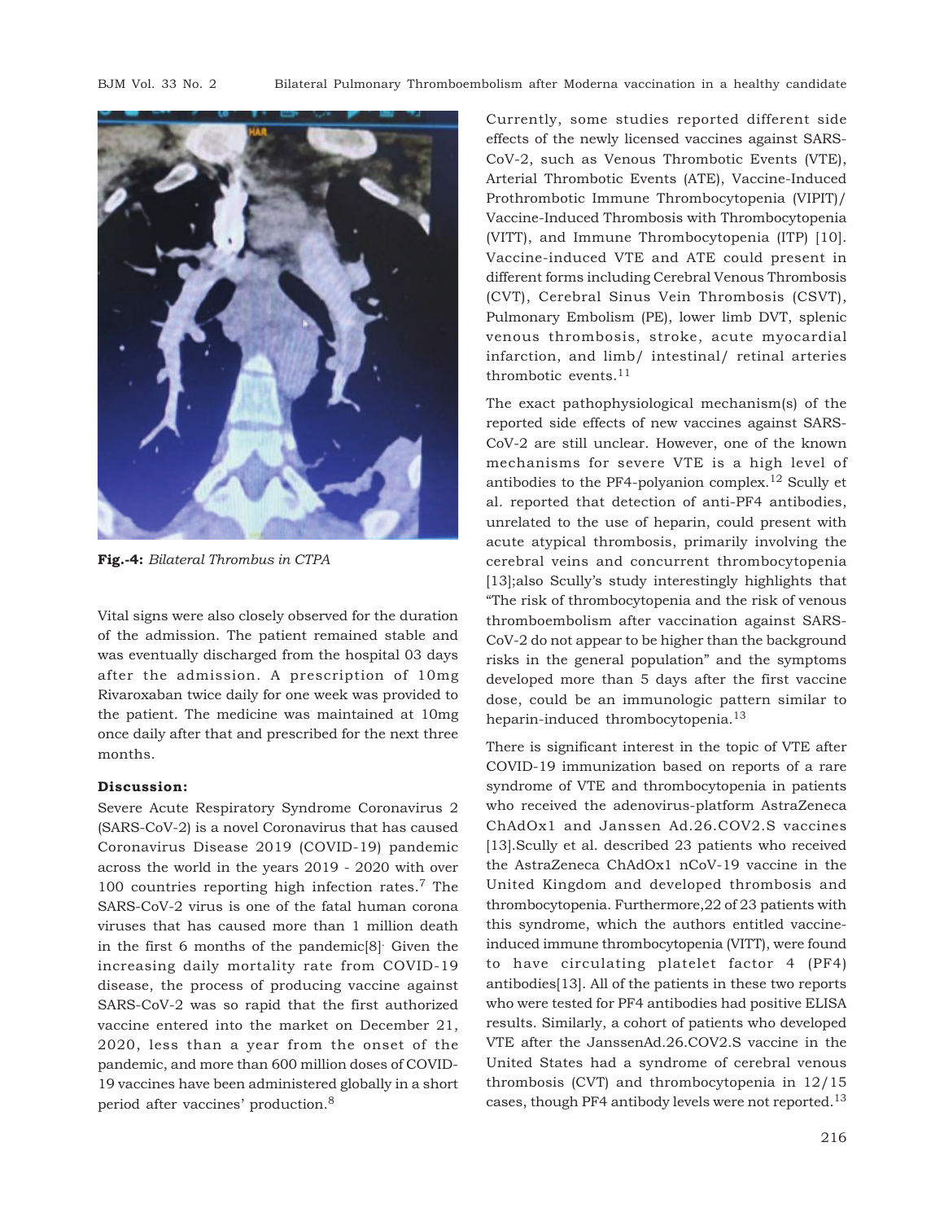**Fig.-4:** *Bilateral Thrombus in CTPA*

Vital signs were also closely observed for the duration of the admission. The patient remained stable and was eventually discharged from the hospital 03 days after the admission. A prescription of 10mg Rivaroxaban twice daily for one week was provided to the patient. The medicine was maintained at 10mg once daily after that and prescribed for the next three months.

**Discussion:**

Severe Acute Respiratory Syndrome Coronavirus 2 (SARS-CoV-2) is a novel Coronavirus that has caused Coronavirus Disease 2019 (COVID-19) pandemic across the world in the years 2019 - 2020 with over 100 countries reporting high infection rates.[7] The SARS-CoV-2 virus is one of the fatal human corona viruses that has caused more than 1 million death in the first 6 months of the pandemic[8]. Given the increasing daily mortality rate from COVID-19 disease, the process of producing vaccine against SARS-CoV-2 was so rapid that the first authorized vaccine entered into the market on December 21, 2020, less than a year from the onset of the pandemic, and more than 600 million doses of COVID-19 vaccines have been administered globally in a short period after vaccines' production.[8]

Currently, some studies reported different side effects of the newly licensed vaccines against SARS-CoV-2, such as Venous Thrombotic Events (VTE), Arterial Thrombotic Events (ATE), Vaccine-Induced Prothrombotic Immune Thrombocytopenia (VIPIT)/ Vaccine-Induced Thrombosis with Thrombocytopenia (VITT), and Immune Thrombocytopenia (ITP) [10]. Vaccine-induced VTE and ATE could present in different forms including Cerebral Venous Thrombosis (CVT), Cerebral Sinus Vein Thrombosis (CSVT), Pulmonary Embolism (PE), lower limb DVT, splenic venous thrombosis, stroke, acute myocardial infarction, and limb/ intestinal/ retinal arteries thrombotic events.[11]

The exact pathophysiological mechanism(s) of the reported side effects of new vaccines against SARS-CoV-2 are still unclear. However, one of the known mechanisms for severe VTE is a high level of antibodies to the PF4-polyanion complex.[12] Scully et al. reported that detection of anti-PF4 antibodies, unrelated to the use of heparin, could present with acute atypical thrombosis, primarily involving the cerebral veins and concurrent thrombocytopenia [13];also Scully's study interestingly highlights that "The risk of thrombocytopenia and the risk of venous thromboembolism after vaccination against SARS-CoV-2 do not appear to be higher than the background risks in the general population" and the symptoms developed more than 5 days after the first vaccine dose, could be an immunologic pattern similar to heparin-induced thrombocytopenia.[13]

There is significant interest in the topic of VTE after COVID-19 immunization based on reports of a rare syndrome of VTE and thrombocytopenia in patients who received the adenovirus-platform AstraZeneca ChAdOx1 and Janssen Ad.26.COV2.S vaccines [13].Scully et al. described 23 patients who received the AstraZeneca ChAdOx1 nCoV-19 vaccine in the United Kingdom and developed thrombosis and thrombocytopenia. Furthermore,22 of 23 patients with this syndrome, which the authors entitled vaccine-induced immune thrombocytopenia (VITT), were found to have circulating platelet factor 4 (PF4) antibodies[13]. All of the patients in these two reports who were tested for PF4 antibodies had positive ELISA results. Similarly, a cohort of patients who developed VTE after the JanssenAd.26.COV2.S vaccine in the United States had a syndrome of cerebral venous thrombosis (CVT) and thrombocytopenia in 12/15 cases, though PF4 antibody levels were not reported.[13]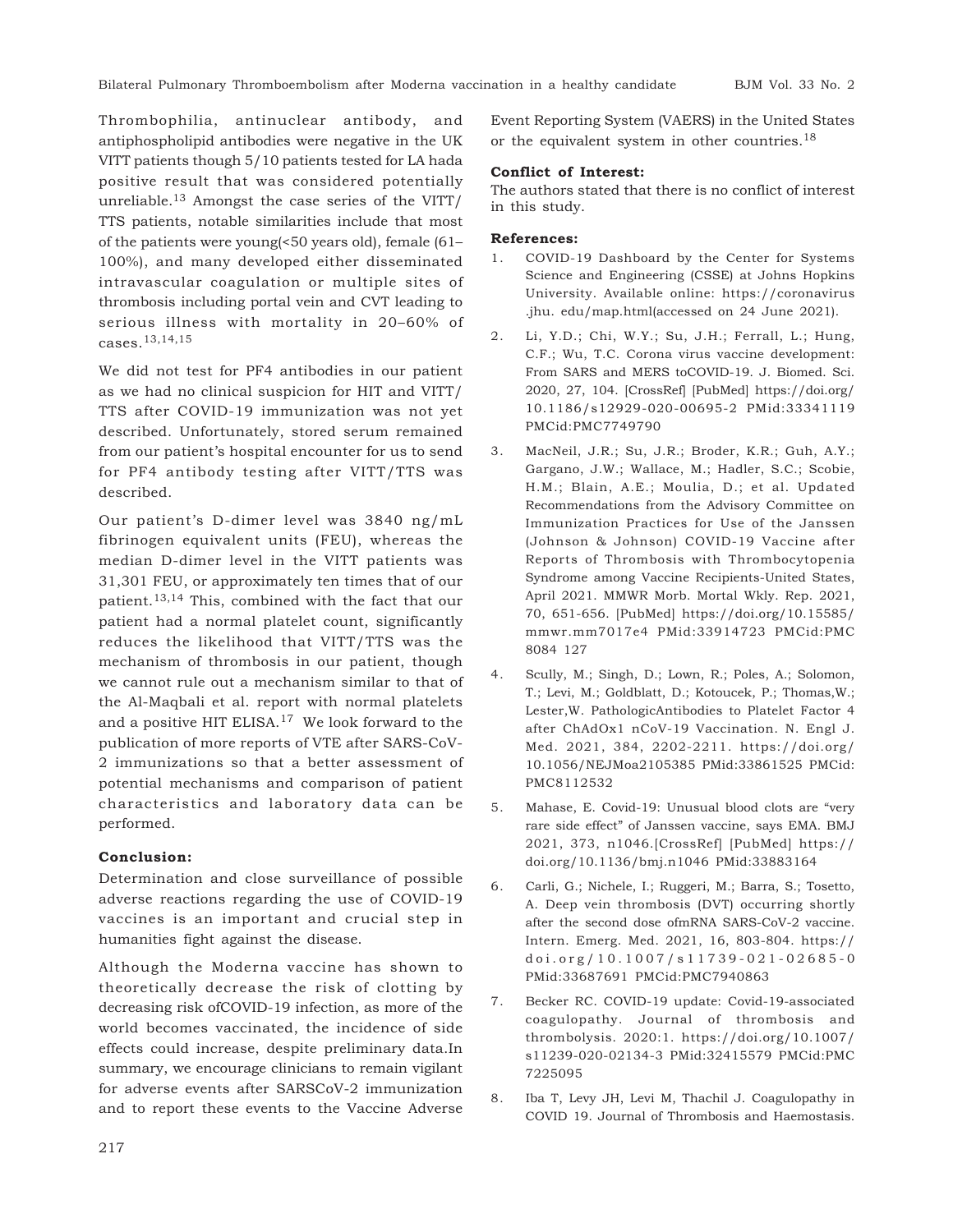Thrombophilia, antinuclear antibody, and antiphospholipid antibodies were negative in the UK VITT patients though 5/10 patients tested for LA hada positive result that was considered potentially unreliable.[13] Amongst the case series of the VITT/TTS patients, notable similarities include that most of the patients were young(<50 years old), female (61–100%), and many developed either disseminated intravascular coagulation or multiple sites of thrombosis including portal vein and CVT leading to serious illness with mortality in 20–60% of cases.[13,14,15]

We did not test for PF4 antibodies in our patient as we had no clinical suspicion for HIT and VITT/TTS after COVID-19 immunization was not yet described. Unfortunately, stored serum remained from our patient's hospital encounter for us to send for PF4 antibody testing after VITT/TTS was described.

Our patient's D-dimer level was 3840 ng/mL fibrinogen equivalent units (FEU), whereas the median D-dimer level in the VITT patients was 31,301 FEU, or approximately ten times that of our patient.[13,14] This, combined with the fact that our patient had a normal platelet count, significantly reduces the likelihood that VITT/TTS was the mechanism of thrombosis in our patient, though we cannot rule out a mechanism similar to that of the Al-Maqbali et al. report with normal platelets and a positive HIT ELISA.[17] We look forward to the publication of more reports of VTE after SARS-CoV-2 immunizations so that a better assessment of potential mechanisms and comparison of patient characteristics and laboratory data can be performed.

**Conclusion:**

Determination and close surveillance of possible adverse reactions regarding the use of COVID-19 vaccines is an important and crucial step in humanities fight against the disease.

Although the Moderna vaccine has shown to theoretically decrease the risk of clotting by decreasing risk ofCOVID-19 infection, as more of the world becomes vaccinated, the incidence of side effects could increase, despite preliminary data.In summary, we encourage clinicians to remain vigilant for adverse events after SARSCoV-2 immunization and to report these events to the Vaccine Adverse Event Reporting System (VAERS) in the United States or the equivalent system in other countries.[18]

**Conflict of Interest:**

The authors stated that there is no conflict of interest in this study.

**References:**

1. COVID-19 Dashboard by the Center for Systems Science and Engineering (CSSE) at Johns Hopkins University. Available online: https://coronavirus .jhu. edu/map.html(accessed on 24 June 2021).
2. Li, Y.D.; Chi, W.Y.; Su, J.H.; Ferrall, L.; Hung, C.F.; Wu, T.C. Corona virus vaccine development: From SARS and MERS toCOVID-19. J. Biomed. Sci. 2020, 27, 104. [CrossRef] [PubMed] https://doi.org/10.1186/s12929-020-00695-2 PMid:33341119 PMCid:PMC7749790
3. MacNeil, J.R.; Su, J.R.; Broder, K.R.; Guh, A.Y.; Gargano, J.W.; Wallace, M.; Hadler, S.C.; Scobie, H.M.; Blain, A.E.; Moulia, D.; et al. Updated Recommendations from the Advisory Committee on Immunization Practices for Use of the Janssen (Johnson & Johnson) COVID-19 Vaccine after Reports of Thrombosis with Thrombocytopenia Syndrome among Vaccine Recipients-United States, April 2021. MMWR Morb. Mortal Wkly. Rep. 2021, 70, 651-656. [PubMed] https://doi.org/10.15585/mmwr.mm7017e4 PMid:33914723 PMCid:PMC 8084 127
4. Scully, M.; Singh, D.; Lown, R.; Poles, A.; Solomon, T.; Levi, M.; Goldblatt, D.; Kotoucek, P.; Thomas,W.; Lester,W. PathologicAntibodies to Platelet Factor 4 after ChAdOx1 nCoV-19 Vaccination. N. Engl J. Med. 2021, 384, 2202-2211. https://doi.org/10.1056/NEJMoa2105385 PMid:33861525 PMCid: PMC8112532
5. Mahase, E. Covid-19: Unusual blood clots are "very rare side effect" of Janssen vaccine, says EMA. BMJ 2021, 373, n1046.[CrossRef] [PubMed] https://doi.org/10.1136/bmj.n1046 PMid:33883164
6. Carli, G.; Nichele, I.; Ruggeri, M.; Barra, S.; Tosetto, A. Deep vein thrombosis (DVT) occurring shortly after the second dose ofmRNA SARS-CoV-2 vaccine. Intern. Emerg. Med. 2021, 16, 803-804. https://doi.org/10.1007/s11739-021-02685-0 PMid:33687691 PMCid:PMC7940863
7. Becker RC. COVID-19 update: Covid-19-associated coagulopathy. Journal of thrombosis and thrombolysis. 2020:1. https://doi.org/10.1007/s11239-020-02134-3 PMid:32415579 PMCid:PMC 7225095
8. Iba T, Levy JH, Levi M, Thachil J. Coagulopathy in COVID 19. Journal of Thrombosis and Haemostasis.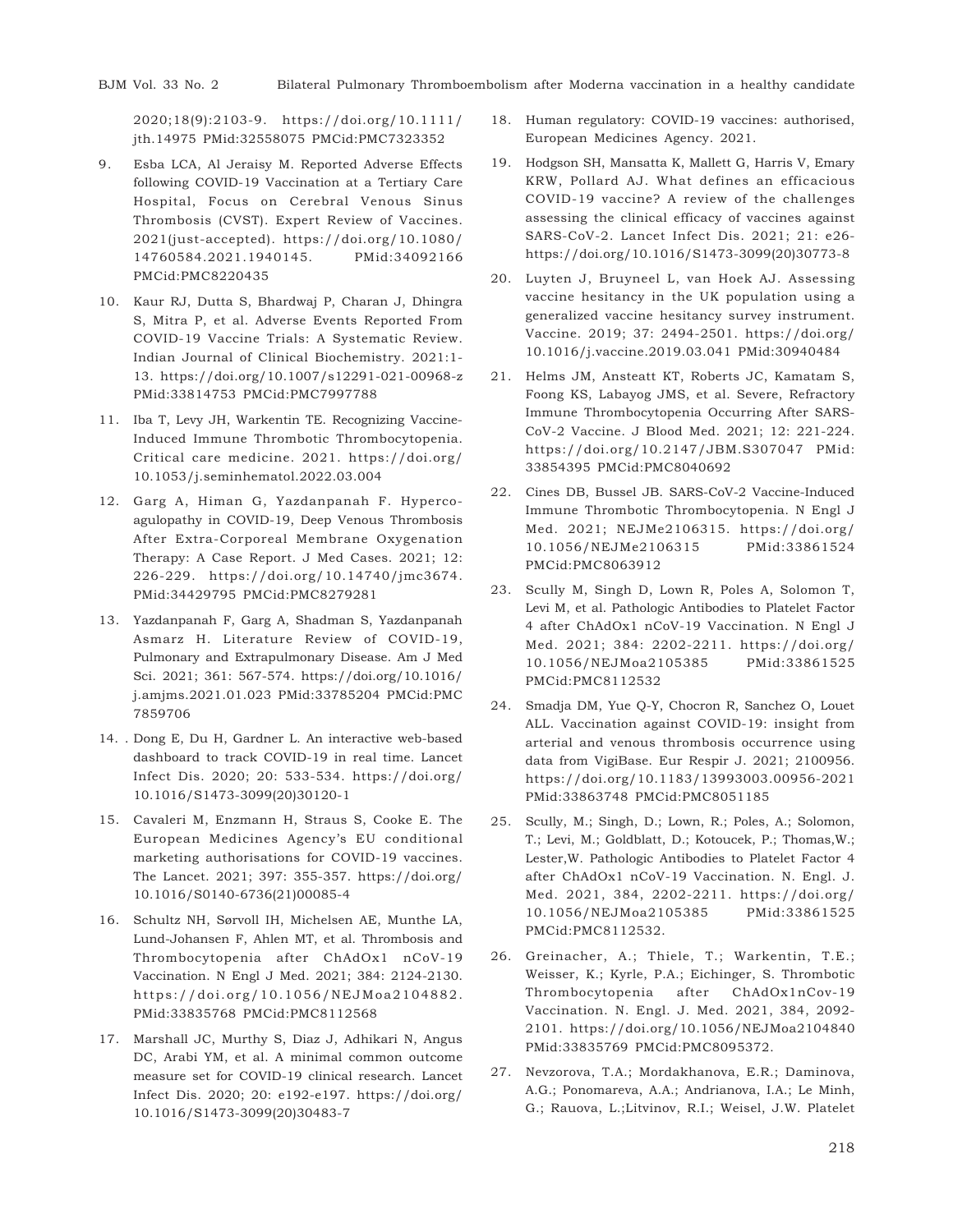2020;18(9):2103-9. https://doi.org/10.1111/jth.14975 PMid:32558075 PMCid:PMC7323352

9. Esba LCA, Al Jeraisy M. Reported Adverse Effects following COVID-19 Vaccination at a Tertiary Care Hospital, Focus on Cerebral Venous Sinus Thrombosis (CVST). Expert Review of Vaccines. 2021(just-accepted). https://doi.org/10.1080/14760584.2021.1940145. PMid:34092166 PMCid:PMC8220435

10. Kaur RJ, Dutta S, Bhardwaj P, Charan J, Dhingra S, Mitra P, et al. Adverse Events Reported From COVID-19 Vaccine Trials: A Systematic Review. Indian Journal of Clinical Biochemistry. 2021:1-13. https://doi.org/10.1007/s12291-021-00968-z PMid:33814753 PMCid:PMC7997788

11. Iba T, Levy JH, Warkentin TE. Recognizing Vaccine-Induced Immune Thrombotic Thrombocytopenia. Critical care medicine. 2021. https://doi.org/10.1053/j.seminhematol.2022.03.004

12. Garg A, Himan G, Yazdanpanah F. Hypercoagulopathy in COVID-19, Deep Venous Thrombosis After Extra-Corporeal Membrane Oxygenation Therapy: A Case Report. J Med Cases. 2021; 12: 226-229. https://doi.org/10.14740/jmc3674. PMid:34429795 PMCid:PMC8279281

13. Yazdanpanah F, Garg A, Shadman S, Yazdanpanah Asmarz H. Literature Review of COVID-19, Pulmonary and Extrapulmonary Disease. Am J Med Sci. 2021; 361: 567-574. https://doi.org/10.1016/j.amjms.2021.01.023 PMid:33785204 PMCid:PMC7859706

14. . Dong E, Du H, Gardner L. An interactive web-based dashboard to track COVID-19 in real time. Lancet Infect Dis. 2020; 20: 533-534. https://doi.org/10.1016/S1473-3099(20)30120-1

15. Cavaleri M, Enzmann H, Straus S, Cooke E. The European Medicines Agency's EU conditional marketing authorisations for COVID-19 vaccines. The Lancet. 2021; 397: 355-357. https://doi.org/10.1016/S0140-6736(21)00085-4

16. Schultz NH, Sørvoll IH, Michelsen AE, Munthe LA, Lund-Johansen F, Ahlen MT, et al. Thrombosis and Thrombocytopenia after ChAdOx1 nCoV-19 Vaccination. N Engl J Med. 2021; 384: 2124-2130. https://doi.org/10.1056/NEJMoa2104882. PMid:33835768 PMCid:PMC8112568

17. Marshall JC, Murthy S, Diaz J, Adhikari N, Angus DC, Arabi YM, et al. A minimal common outcome measure set for COVID-19 clinical research. Lancet Infect Dis. 2020; 20: e192-e197. https://doi.org/10.1016/S1473-3099(20)30483-7

18. Human regulatory: COVID-19 vaccines: authorised, European Medicines Agency. 2021.

19. Hodgson SH, Mansatta K, Mallett G, Harris V, Emary KRW, Pollard AJ. What defines an efficacious COVID-19 vaccine? A review of the challenges assessing the clinical efficacy of vaccines against SARS-CoV-2. Lancet Infect Dis. 2021; 21: e26-https://doi.org/10.1016/S1473-3099(20)30773-8

20. Luyten J, Bruyneel L, van Hoek AJ. Assessing vaccine hesitancy in the UK population using a generalized vaccine hesitancy survey instrument. Vaccine. 2019; 37: 2494-2501. https://doi.org/10.1016/j.vaccine.2019.03.041 PMid:30940484

21. Helms JM, Ansteatt KT, Roberts JC, Kamatam S, Foong KS, Labayog JMS, et al. Severe, Refractory Immune Thrombocytopenia Occurring After SARS-CoV-2 Vaccine. J Blood Med. 2021; 12: 221-224. https://doi.org/10.2147/JBM.S307047 PMid:33854395 PMCid:PMC8040692

22. Cines DB, Bussel JB. SARS-CoV-2 Vaccine-Induced Immune Thrombotic Thrombocytopenia. N Engl J Med. 2021; NEJMe2106315. https://doi.org/10.1056/NEJMe2106315 PMid:33861524 PMCid:PMC8063912

23. Scully M, Singh D, Lown R, Poles A, Solomon T, Levi M, et al. Pathologic Antibodies to Platelet Factor 4 after ChAdOx1 nCoV-19 Vaccination. N Engl J Med. 2021; 384: 2202-2211. https://doi.org/10.1056/NEJMoa2105385 PMid:33861525 PMCid:PMC8112532

24. Smadja DM, Yue Q-Y, Chocron R, Sanchez O, Louet ALL. Vaccination against COVID-19: insight from arterial and venous thrombosis occurrence using data from VigiBase. Eur Respir J. 2021; 2100956. https://doi.org/10.1183/13993003.00956-2021 PMid:33863748 PMCid:PMC8051185

25. Scully, M.; Singh, D.; Lown, R.; Poles, A.; Solomon, T.; Levi, M.; Goldblatt, D.; Kotoucek, P.; Thomas,W.; Lester,W. Pathologic Antibodies to Platelet Factor 4 after ChAdOx1 nCoV-19 Vaccination. N. Engl. J. Med. 2021, 384, 2202-2211. https://doi.org/10.1056/NEJMoa2105385 PMid:33861525 PMCid:PMC8112532.

26. Greinacher, A.; Thiele, T.; Warkentin, T.E.; Weisser, K.; Kyrle, P.A.; Eichinger, S. Thrombotic Thrombocytopenia after ChAdOx1nCov-19 Vaccination. N. Engl. J. Med. 2021, 384, 2092-2101. https://doi.org/10.1056/NEJMoa2104840 PMid:33835769 PMCid:PMC8095372.

27. Nevzorova, T.A.; Mordakhanova, E.R.; Daminova, A.G.; Ponomareva, A.A.; Andrianova, I.A.; Le Minh, G.; Rauova, L.;Litvinov, R.I.; Weisel, J.W. Platelet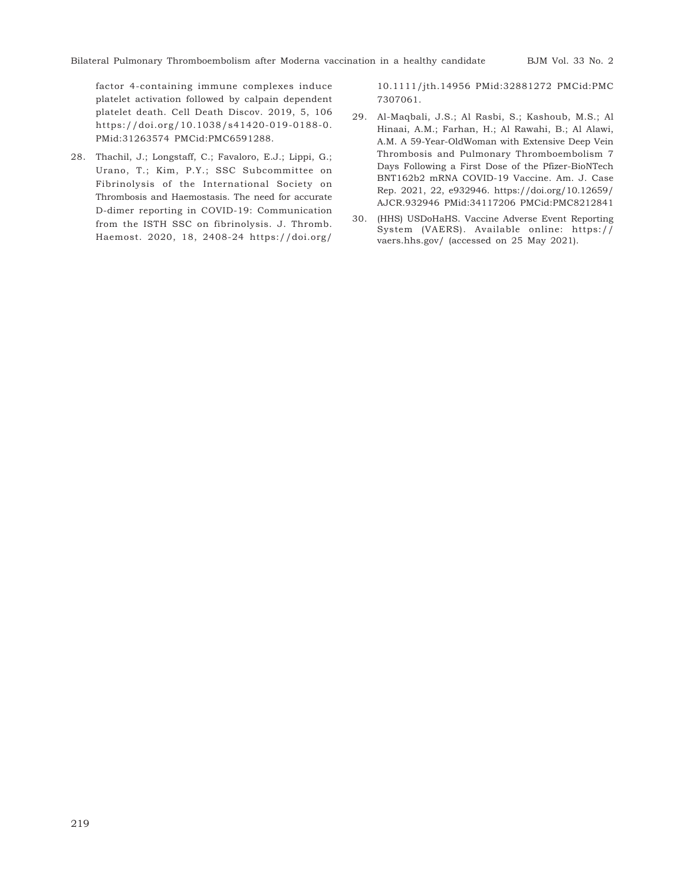factor 4-containing immune complexes induce platelet activation followed by calpain dependent platelet death. Cell Death Discov. 2019, 5, 106 https://doi.org/10.1038/s41420-019-0188-0. PMid:31263574 PMCid:PMC6591288.

28. Thachil, J.; Longstaff, C.; Favaloro, E.J.; Lippi, G.; Urano, T.; Kim, P.Y.; SSC Subcommittee on Fibrinolysis of the International Society on Thrombosis and Haemostasis. The need for accurate D-dimer reporting in COVID-19: Communication from the ISTH SSC on fibrinolysis. J. Thromb. Haemost. 2020, 18, 2408-24 https://doi.org/10.1111/jth.14956 PMid:32881272 PMCid:PMC7307061.

29. Al-Maqbali, J.S.; Al Rasbi, S.; Kashoub, M.S.; Al Hinaai, A.M.; Farhan, H.; Al Rawahi, B.; Al Alawi, A.M. A 59-Year-OldWoman with Extensive Deep Vein Thrombosis and Pulmonary Thromboembolism 7 Days Following a First Dose of the Pfizer-BioNTech BNT162b2 mRNA COVID-19 Vaccine. Am. J. Case Rep. 2021, 22, e932946. https://doi.org/10.12659/AJCR.932946 PMid:34117206 PMCid:PMC8212841

30. (HHS) USDoHaHS. Vaccine Adverse Event Reporting System (VAERS). Available online: https://vaers.hhs.gov/ (accessed on 25 May 2021).